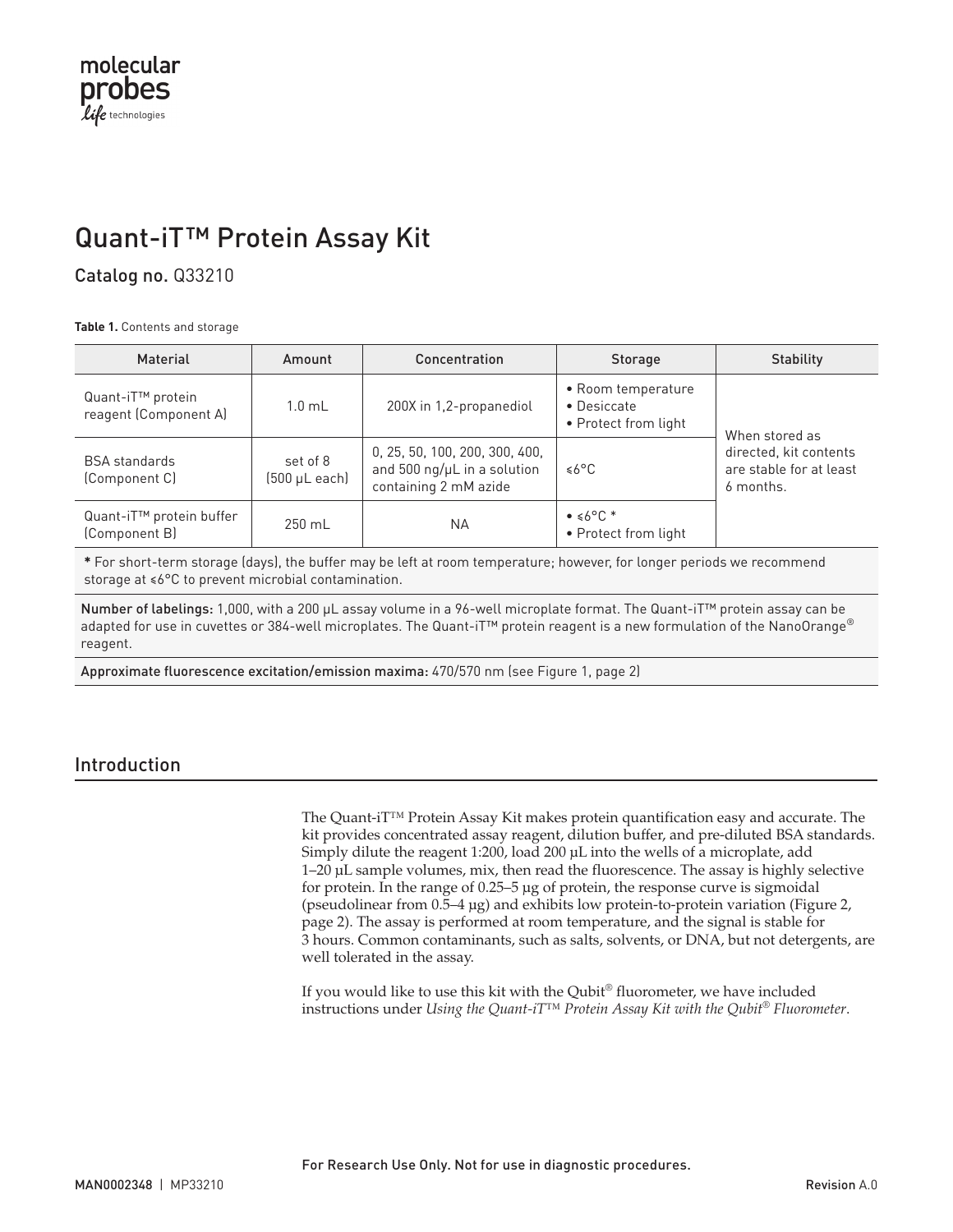molecular probes

life technologies

# Quant-iT™ Protein Assay Kit

## Catalog no. Q33210

**Table 1.** Contents and storage

| Material | Amount | Concentration | Storage | Stability |
|---|---|---|---|---|
| Quant-iT™ protein reagent (Component A) | 1.0 mL | 200X in 1,2-propanediol | • Room temperature<br>• Desiccate<br>• Protect from light | When stored as directed, kit contents are stable for at least 6 months. |
| BSA standards (Component C) | set of 8 (500 µL each) | 0, 25, 50, 100, 200, 300, 400, and 500 ng/µL in a solution containing 2 mM azide | ≤6°C | |
| Quant-iT™ protein buffer (Component B) | 250 mL | NA | • ≤6°C *<br>• Protect from light | |

**\*** For short-term storage (days), the buffer may be left at room temperature; however, for longer periods we recommend storage at ≤6°C to prevent microbial contamination.

**Number of labelings:** 1,000, with a 200 µL assay volume in a 96-well microplate format. The Quant-iT™ protein assay can be adapted for use in cuvettes or 384-well microplates. The Quant-iT™ protein reagent is a new formulation of the NanoOrange® reagent.

**Approximate fluorescence excitation/emission maxima:** 470/570 nm (see Figure 1, page 2)

## Introduction

The Quant-iT™ Protein Assay Kit makes protein quantification easy and accurate. The kit provides concentrated assay reagent, dilution buffer, and pre-diluted BSA standards. Simply dilute the reagent 1:200, load 200 µL into the wells of a microplate, add 1–20 µL sample volumes, mix, then read the fluorescence. The assay is highly selective for protein. In the range of 0.25–5 µg of protein, the response curve is sigmoidal (pseudolinear from 0.5–4 µg) and exhibits low protein-to-protein variation (Figure 2, page 2). The assay is performed at room temperature, and the signal is stable for 3 hours. Common contaminants, such as salts, solvents, or DNA, but not detergents, are well tolerated in the assay.

If you would like to use this kit with the Qubit® fluorometer, we have included instructions under *Using the Quant-iT™ Protein Assay Kit with the Qubit® Fluorometer*.

For Research Use Only. Not for use in diagnostic procedures.

MAN0002348 | MP33210 Revision A.0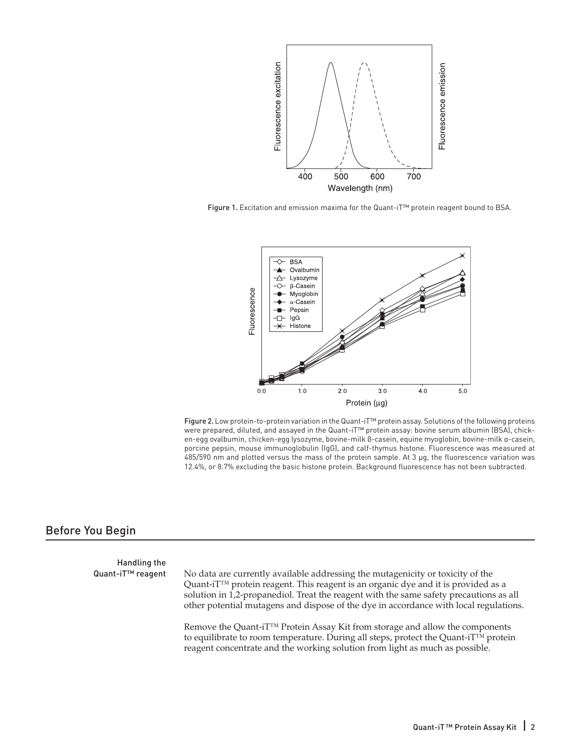Figure 1. Excitation and emission maxima for the Quant-iT™ protein reagent bound to BSA.

Figure 2. Low protein-to-protein variation in the Quant-iT™ protein assay. Solutions of the following proteins were prepared, diluted, and assayed in the Quant-iT™ protein assay: bovine serum albumin (BSA), chicken-egg ovalbumin, chicken-egg lysozyme, bovine-milk β-casein, equine myoglobin, bovine-milk α-casein, porcine pepsin, mouse immunoglobulin (IgG), and calf-thymus histone. Fluorescence was measured at 485/590 nm and plotted versus the mass of the protein sample. At 3 µg, the fluorescence variation was 12.4%, or 8.7% excluding the basic histone protein. Background fluorescence has not been subtracted.

## Before You Begin

### Handling the Quant-iT™ reagent

No data are currently available addressing the mutagenicity or toxicity of the Quant-iT™ protein reagent. This reagent is an organic dye and it is provided as a solution in 1,2-propanediol. Treat the reagent with the same safety precautions as all other potential mutagens and dispose of the dye in accordance with local regulations.

Remove the Quant-iT™ Protein Assay Kit from storage and allow the components to equilibrate to room temperature. During all steps, protect the Quant-iT™ protein reagent concentrate and the working solution from light as much as possible.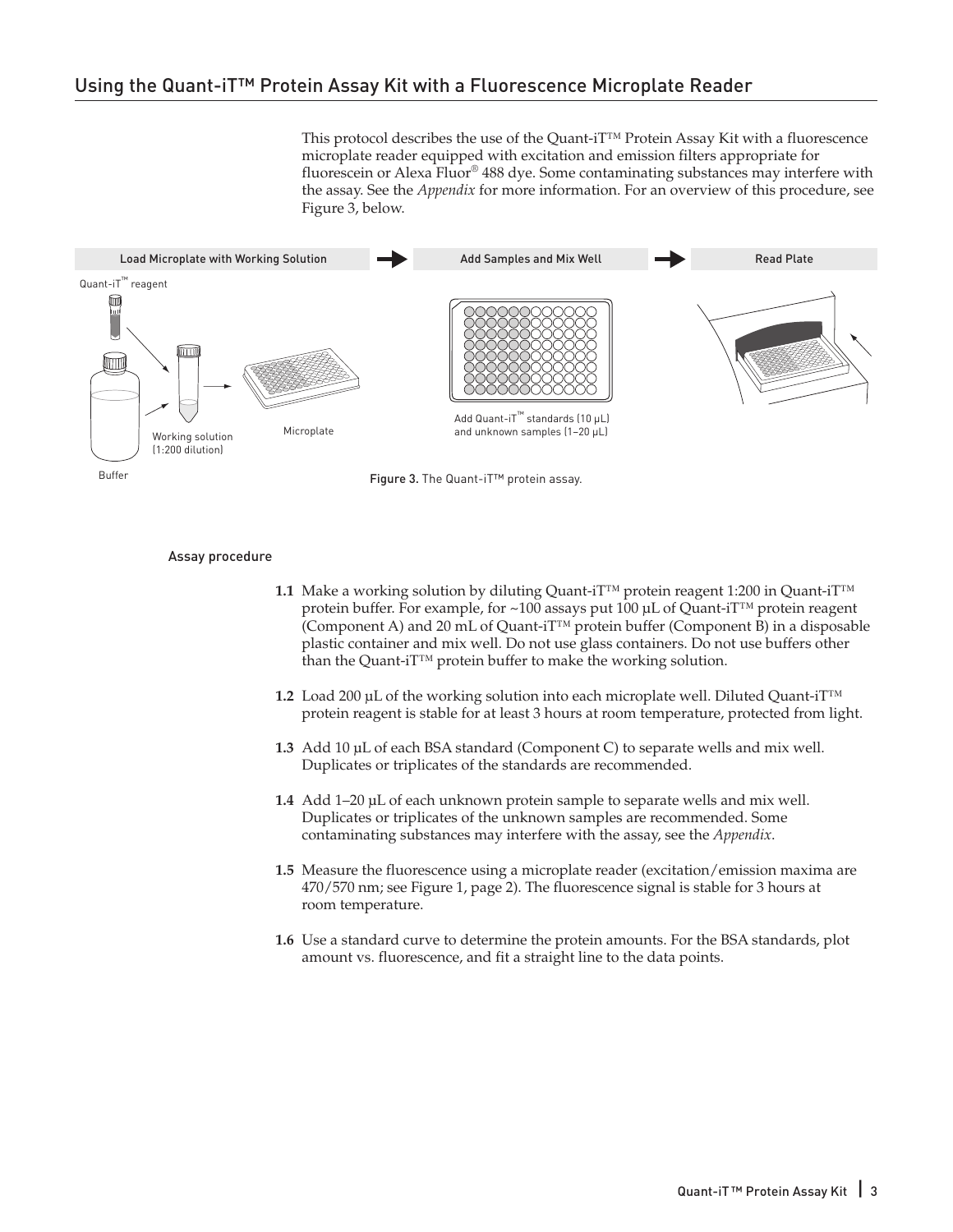## Using the Quant-iT™ Protein Assay Kit with a Fluorescence Microplate Reader

This protocol describes the use of the Quant-iT™ Protein Assay Kit with a fluorescence microplate reader equipped with excitation and emission filters appropriate for fluorescein or Alexa Fluor® 488 dye. Some contaminating substances may interfere with the assay. See the *Appendix* for more information. For an overview of this procedure, see Figure 3, below.

Figure 3. The Quant-iT™ protein assay.

### Assay procedure

**1.1** Make a working solution by diluting Quant-iT™ protein reagent 1:200 in Quant-iT™ protein buffer. For example, for ~100 assays put 100 µL of Quant-iT™ protein reagent (Component A) and 20 mL of Quant-iT™ protein buffer (Component B) in a disposable plastic container and mix well. Do not use glass containers. Do not use buffers other than the Quant-iT™ protein buffer to make the working solution.

**1.2** Load 200 µL of the working solution into each microplate well. Diluted Quant-iT™ protein reagent is stable for at least 3 hours at room temperature, protected from light.

**1.3** Add 10 µL of each BSA standard (Component C) to separate wells and mix well. Duplicates or triplicates of the standards are recommended.

**1.4** Add 1–20 µL of each unknown protein sample to separate wells and mix well. Duplicates or triplicates of the unknown samples are recommended. Some contaminating substances may interfere with the assay, see the *Appendix*.

**1.5** Measure the fluorescence using a microplate reader (excitation/emission maxima are 470/570 nm; see Figure 1, page 2). The fluorescence signal is stable for 3 hours at room temperature.

**1.6** Use a standard curve to determine the protein amounts. For the BSA standards, plot amount vs. fluorescence, and fit a straight line to the data points.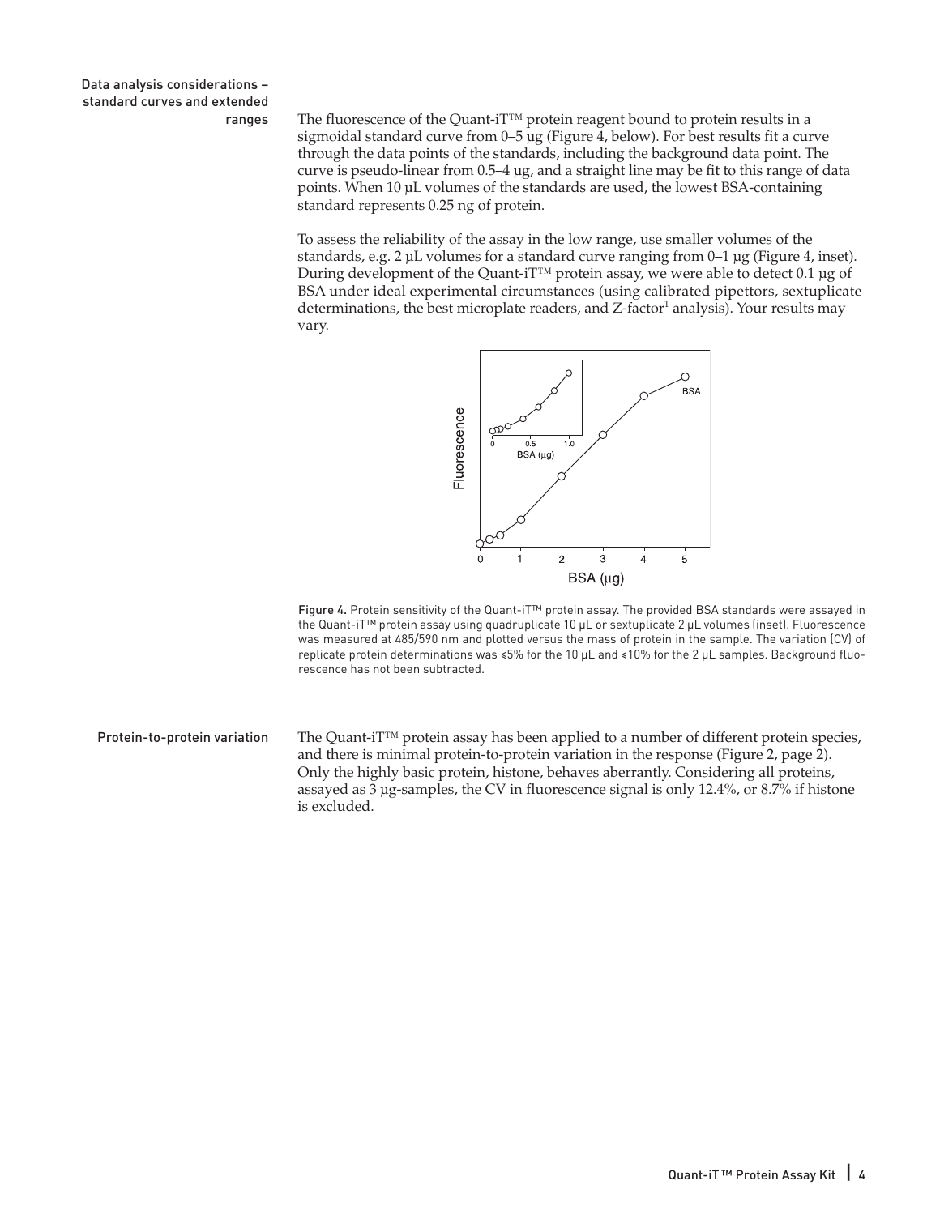## Data analysis considerations – standard curves and extended ranges

The fluorescence of the Quant-iT™ protein reagent bound to protein results in a sigmoidal standard curve from 0–5 µg (Figure 4, below). For best results fit a curve through the data points of the standards, including the background data point. The curve is pseudo-linear from 0.5–4 µg, and a straight line may be fit to this range of data points. When 10 µL volumes of the standards are used, the lowest BSA-containing standard represents 0.25 ng of protein.

To assess the reliability of the assay in the low range, use smaller volumes of the standards, e.g. 2 µL volumes for a standard curve ranging from 0–1 µg (Figure 4, inset). During development of the Quant-iT™ protein assay, we were able to detect 0.1 µg of BSA under ideal experimental circumstances (using calibrated pipettors, sextuplicate determinations, the best microplate readers, and Z-factor[1] analysis). Your results may vary.

Figure 4. Protein sensitivity of the Quant-iT™ protein assay. The provided BSA standards were assayed in the Quant-iT™ protein assay using quadruplicate 10 µL or sextuplicate 2 µL volumes (inset). Fluorescence was measured at 485/590 nm and plotted versus the mass of protein in the sample. The variation (CV) of replicate protein determinations was ≤5% for the 10 µL and ≤10% for the 2 µL samples. Background fluorescence has not been subtracted.

## Protein-to-protein variation

The Quant-iT™ protein assay has been applied to a number of different protein species, and there is minimal protein-to-protein variation in the response (Figure 2, page 2). Only the highly basic protein, histone, behaves aberrantly. Considering all proteins, assayed as 3 µg-samples, the CV in fluorescence signal is only 12.4%, or 8.7% if histone is excluded.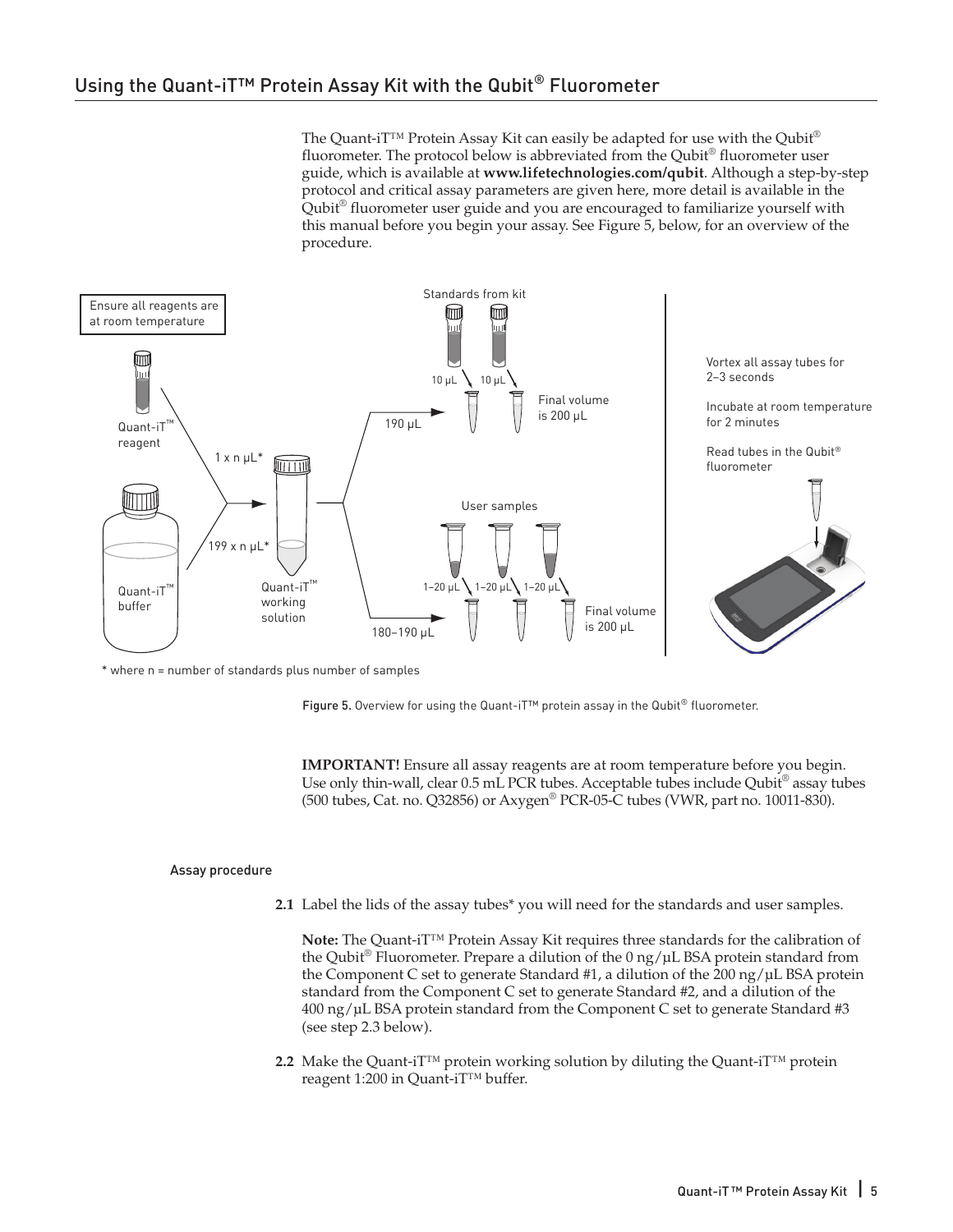## Using the Quant-iT™ Protein Assay Kit with the Qubit® Fluorometer

The Quant-iT™ Protein Assay Kit can easily be adapted for use with the Qubit® fluorometer. The protocol below is abbreviated from the Qubit® fluorometer user guide, which is available at **www.lifetechnologies.com/qubit**. Although a step-by-step protocol and critical assay parameters are given here, more detail is available in the Qubit® fluorometer user guide and you are encouraged to familiarize yourself with this manual before you begin your assay. See Figure 5, below, for an overview of the procedure.

Ensure all reagents are at room temperature

Quant-iT™ reagent — 1 x n µL*

Quant-iT™ buffer — 199 x n µL*

Quant-iT™ working solution

Standards from kit: 190 µL working solution + 10 µL standard. Final volume is 200 µL

User samples: 180–190 µL working solution + 1–20 µL sample. Final volume is 200 µL

Vortex all assay tubes for 2–3 seconds

Incubate at room temperature for 2 minutes

Read tubes in the Qubit® fluorometer

* where n = number of standards plus number of samples

Figure 5. Overview for using the Quant-iT™ protein assay in the Qubit® fluorometer.

**IMPORTANT!** Ensure all assay reagents are at room temperature before you begin. Use only thin-wall, clear 0.5 mL PCR tubes. Acceptable tubes include Qubit® assay tubes (500 tubes, Cat. no. Q32856) or Axygen® PCR-05-C tubes (VWR, part no. 10011-830).

### Assay procedure

**2.1** Label the lids of the assay tubes* you will need for the standards and user samples.

**Note:** The Quant-iT™ Protein Assay Kit requires three standards for the calibration of the Qubit® Fluorometer. Prepare a dilution of the 0 ng/µL BSA protein standard from the Component C set to generate Standard #1, a dilution of the 200 ng/µL BSA protein standard from the Component C set to generate Standard #2, and a dilution of the 400 ng/µL BSA protein standard from the Component C set to generate Standard #3 (see step 2.3 below).

**2.2** Make the Quant-iT™ protein working solution by diluting the Quant-iT™ protein reagent 1:200 in Quant-iT™ buffer.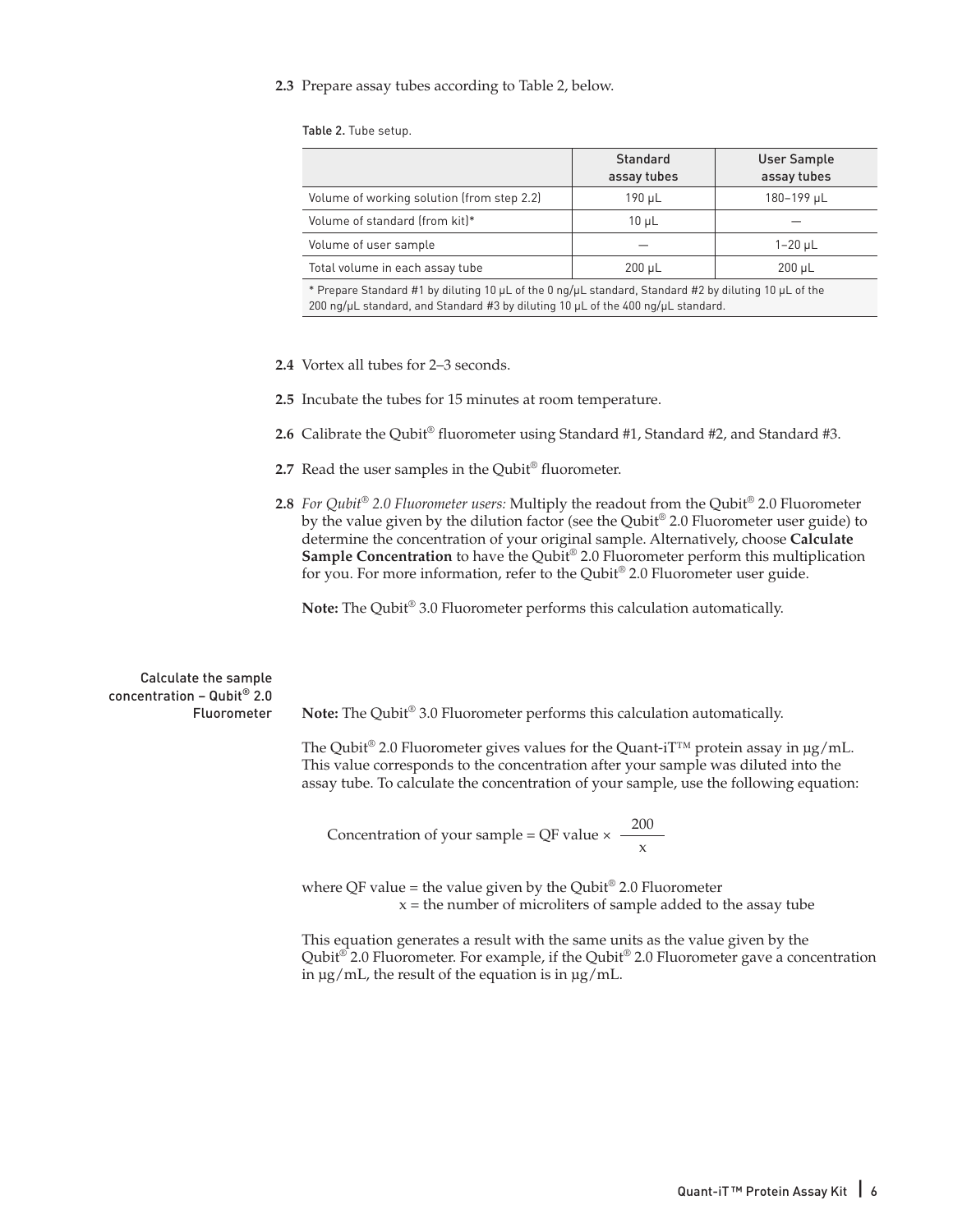**2.3** Prepare assay tubes according to Table 2, below.

Table 2. Tube setup.

| | Standard assay tubes | User Sample assay tubes |
|---|---|---|
| Volume of working solution (from step 2.2) | 190 µL | 180–199 µL |
| Volume of standard (from kit)* | 10 µL | — |
| Volume of user sample | — | 1–20 µL |
| Total volume in each assay tube | 200 µL | 200 µL |

* Prepare Standard #1 by diluting 10 µL of the 0 ng/µL standard, Standard #2 by diluting 10 µL of the 200 ng/µL standard, and Standard #3 by diluting 10 µL of the 400 ng/µL standard.

**2.4** Vortex all tubes for 2–3 seconds.

**2.5** Incubate the tubes for 15 minutes at room temperature.

**2.6** Calibrate the Qubit® fluorometer using Standard #1, Standard #2, and Standard #3.

**2.7** Read the user samples in the Qubit® fluorometer.

**2.8** *For Qubit® 2.0 Fluorometer users:* Multiply the readout from the Qubit® 2.0 Fluorometer by the value given by the dilution factor (see the Qubit® 2.0 Fluorometer user guide) to determine the concentration of your original sample. Alternatively, choose **Calculate Sample Concentration** to have the Qubit® 2.0 Fluorometer perform this multiplication for you. For more information, refer to the Qubit® 2.0 Fluorometer user guide.

**Note:** The Qubit® 3.0 Fluorometer performs this calculation automatically.

## Calculate the sample concentration – Qubit® 2.0 Fluorometer

**Note:** The Qubit® 3.0 Fluorometer performs this calculation automatically.

The Qubit® 2.0 Fluorometer gives values for the Quant-iT™ protein assay in µg/mL. This value corresponds to the concentration after your sample was diluted into the assay tube. To calculate the concentration of your sample, use the following equation:

$$\text{Concentration of your sample} = \text{QF value} \times \frac{200}{x}$$

where QF value = the value given by the Qubit® 2.0 Fluorometer
$x$ = the number of microliters of sample added to the assay tube

This equation generates a result with the same units as the value given by the Qubit® 2.0 Fluorometer. For example, if the Qubit® 2.0 Fluorometer gave a concentration in µg/mL, the result of the equation is in µg/mL.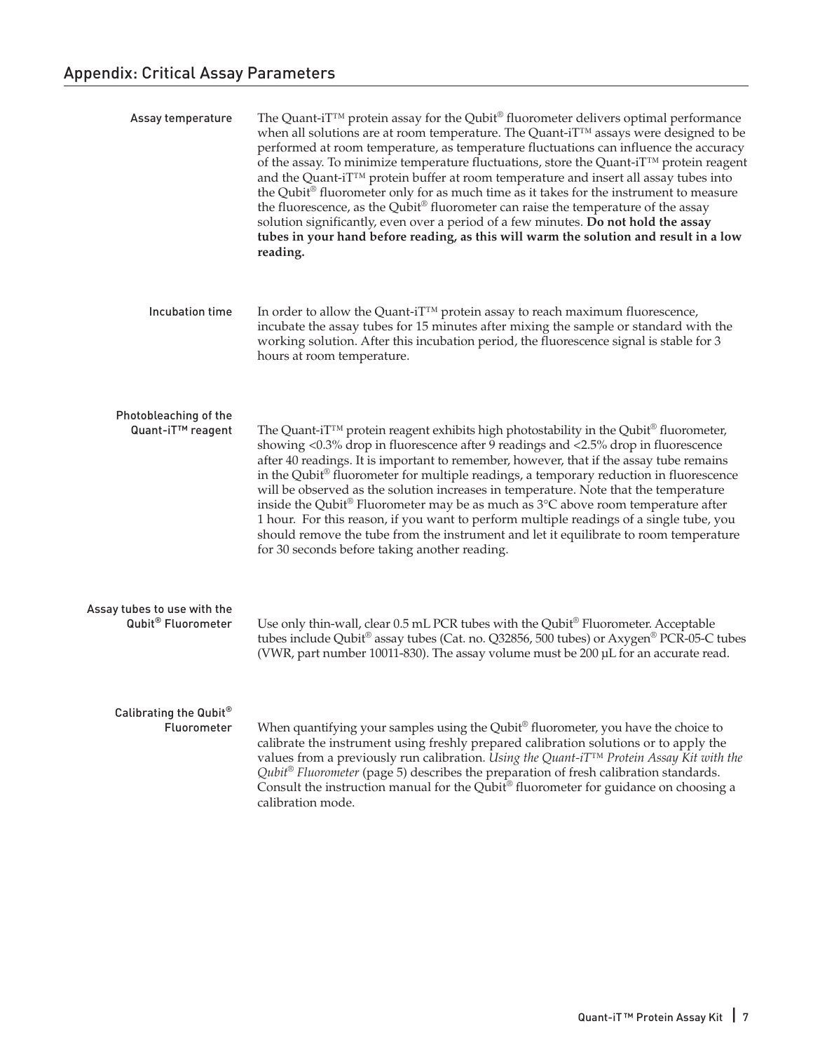## Appendix: Critical Assay Parameters

### Assay temperature

The Quant-iT™ protein assay for the Qubit® fluorometer delivers optimal performance when all solutions are at room temperature. The Quant-iT™ assays were designed to be performed at room temperature, as temperature fluctuations can influence the accuracy of the assay. To minimize temperature fluctuations, store the Quant-iT™ protein reagent and the Quant-iT™ protein buffer at room temperature and insert all assay tubes into the Qubit® fluorometer only for as much time as it takes for the instrument to measure the fluorescence, as the Qubit® fluorometer can raise the temperature of the assay solution significantly, even over a period of a few minutes. **Do not hold the assay tubes in your hand before reading, as this will warm the solution and result in a low reading.**

### Incubation time

In order to allow the Quant-iT™ protein assay to reach maximum fluorescence, incubate the assay tubes for 15 minutes after mixing the sample or standard with the working solution. After this incubation period, the fluorescence signal is stable for 3 hours at room temperature.

### Photobleaching of the Quant-iT™ reagent

The Quant-iT™ protein reagent exhibits high photostability in the Qubit® fluorometer, showing <0.3% drop in fluorescence after 9 readings and <2.5% drop in fluorescence after 40 readings. It is important to remember, however, that if the assay tube remains in the Qubit® fluorometer for multiple readings, a temporary reduction in fluorescence will be observed as the solution increases in temperature. Note that the temperature inside the Qubit® Fluorometer may be as much as 3°C above room temperature after 1 hour. For this reason, if you want to perform multiple readings of a single tube, you should remove the tube from the instrument and let it equilibrate to room temperature for 30 seconds before taking another reading.

### Assay tubes to use with the Qubit® Fluorometer

Use only thin-wall, clear 0.5 mL PCR tubes with the Qubit® Fluorometer. Acceptable tubes include Qubit® assay tubes (Cat. no. Q32856, 500 tubes) or Axygen® PCR-05-C tubes (VWR, part number 10011-830). The assay volume must be 200 µL for an accurate read.

### Calibrating the Qubit® Fluorometer

When quantifying your samples using the Qubit® fluorometer, you have the choice to calibrate the instrument using freshly prepared calibration solutions or to apply the values from a previously run calibration. *Using the Quant-iT™ Protein Assay Kit with the Qubit® Fluorometer* (page 5) describes the preparation of fresh calibration standards. Consult the instruction manual for the Qubit® fluorometer for guidance on choosing a calibration mode.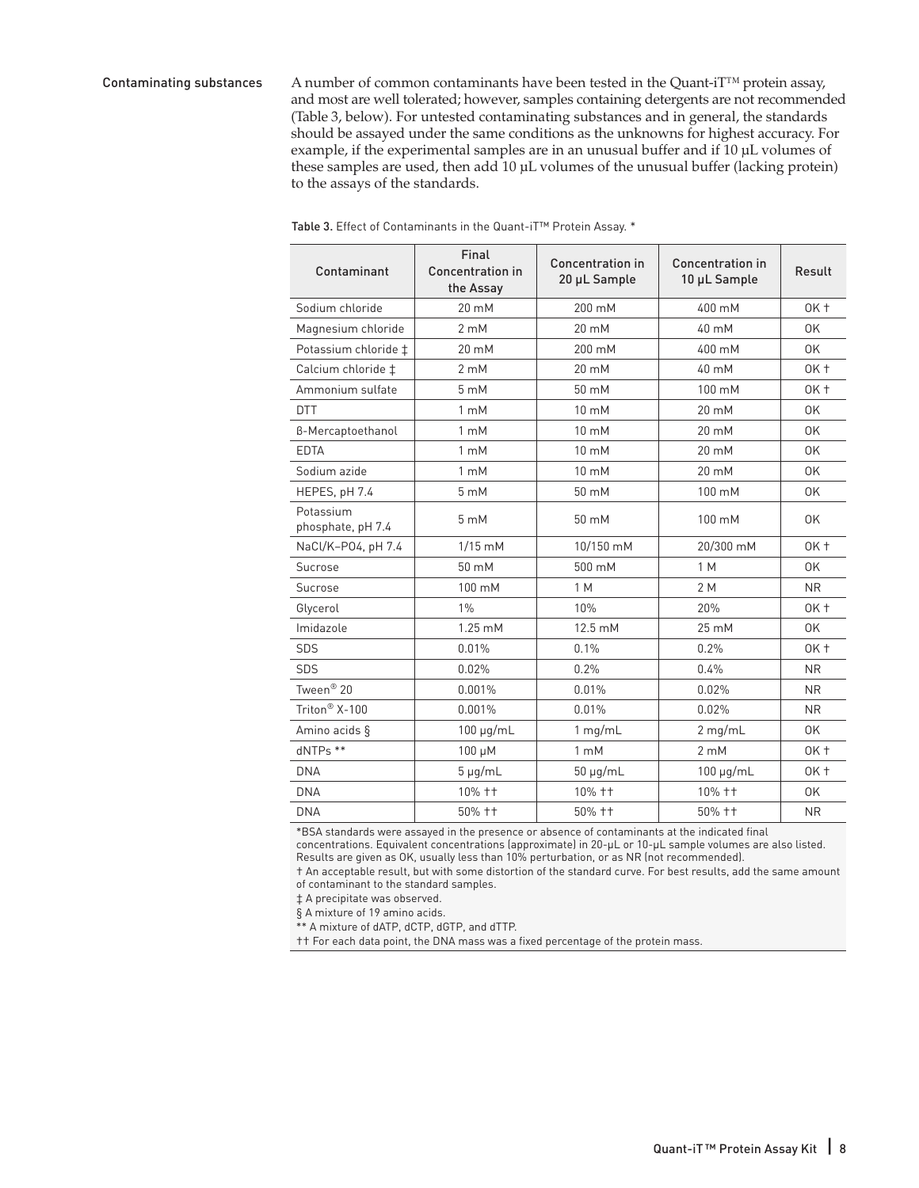## Contaminating substances

A number of common contaminants have been tested in the Quant-iT™ protein assay, and most are well tolerated; however, samples containing detergents are not recommended (Table 3, below). For untested contaminating substances and in general, the standards should be assayed under the same conditions as the unknowns for highest accuracy. For example, if the experimental samples are in an unusual buffer and if 10 µL volumes of these samples are used, then add 10 µL volumes of the unusual buffer (lacking protein) to the assays of the standards.

**Table 3.** Effect of Contaminants in the Quant-iT™ Protein Assay. *

| Contaminant | Final Concentration in the Assay | Concentration in 20 µL Sample | Concentration in 10 µL Sample | Result |
|---|---|---|---|---|
| Sodium chloride | 20 mM | 200 mM | 400 mM | OK † |
| Magnesium chloride | 2 mM | 20 mM | 40 mM | OK |
| Potassium chloride ‡ | 20 mM | 200 mM | 400 mM | OK |
| Calcium chloride ‡ | 2 mM | 20 mM | 40 mM | OK † |
| Ammonium sulfate | 5 mM | 50 mM | 100 mM | OK † |
| DTT | 1 mM | 10 mM | 20 mM | OK |
| ß-Mercaptoethanol | 1 mM | 10 mM | 20 mM | OK |
| EDTA | 1 mM | 10 mM | 20 mM | OK |
| Sodium azide | 1 mM | 10 mM | 20 mM | OK |
| HEPES, pH 7.4 | 5 mM | 50 mM | 100 mM | OK |
| Potassium phosphate, pH 7.4 | 5 mM | 50 mM | 100 mM | OK |
| NaCl/K–PO4, pH 7.4 | 1/15 mM | 10/150 mM | 20/300 mM | OK † |
| Sucrose | 50 mM | 500 mM | 1 M | OK |
| Sucrose | 100 mM | 1 M | 2 M | NR |
| Glycerol | 1% | 10% | 20% | OK † |
| Imidazole | 1.25 mM | 12.5 mM | 25 mM | OK |
| SDS | 0.01% | 0.1% | 0.2% | OK † |
| SDS | 0.02% | 0.2% | 0.4% | NR |
| Tween® 20 | 0.001% | 0.01% | 0.02% | NR |
| Triton® X-100 | 0.001% | 0.01% | 0.02% | NR |
| Amino acids § | 100 µg/mL | 1 mg/mL | 2 mg/mL | OK |
| dNTPs ** | 100 µM | 1 mM | 2 mM | OK † |
| DNA | 5 µg/mL | 50 µg/mL | 100 µg/mL | OK † |
| DNA | 10% †† | 10% †† | 10% †† | OK |
| DNA | 50% †† | 50% †† | 50% †† | NR |

*BSA standards were assayed in the presence or absence of contaminants at the indicated final concentrations. Equivalent concentrations (approximate) in 20-µL or 10-µL sample volumes are also listed. Results are given as OK, usually less than 10% perturbation, or as NR (not recommended).

† An acceptable result, but with some distortion of the standard curve. For best results, add the same amount of contaminant to the standard samples.

‡ A precipitate was observed.

§ A mixture of 19 amino acids.

** A mixture of dATP, dCTP, dGTP, and dTTP.

†† For each data point, the DNA mass was a fixed percentage of the protein mass.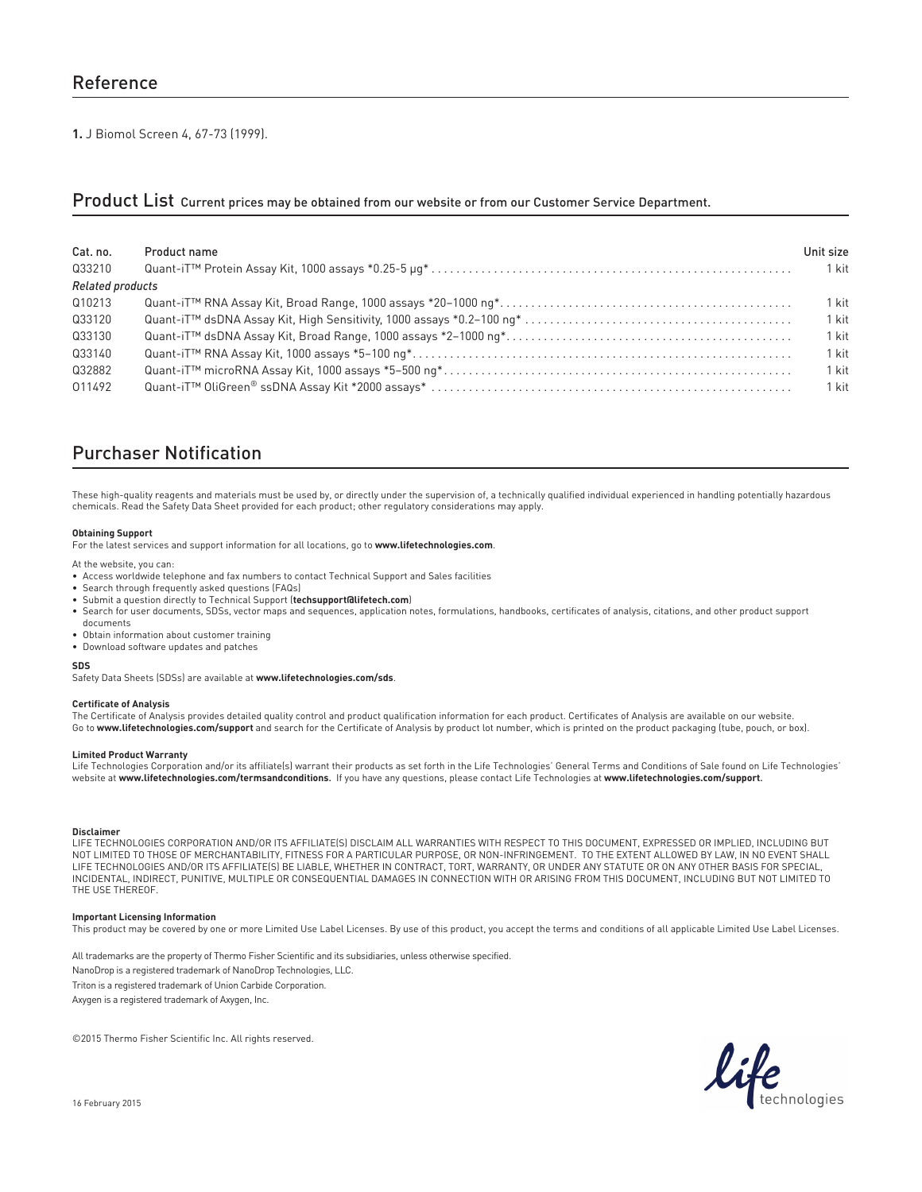## Reference

1. J Biomol Screen 4, 67-73 (1999).

## Product List

Current prices may be obtained from our website or from our Customer Service Department.

| Cat. no. | Product name | Unit size |
|---|---|---|
| Q33210 | Quant-iT™ Protein Assay Kit, 1000 assays *0.25-5 µg* | 1 kit |
| *Related products* | | |
| Q10213 | Quant-iT™ RNA Assay Kit, Broad Range, 1000 assays *20–1000 ng* | 1 kit |
| Q33120 | Quant-iT™ dsDNA Assay Kit, High Sensitivity, 1000 assays *0.2–100 ng* | 1 kit |
| Q33130 | Quant-iT™ dsDNA Assay Kit, Broad Range, 1000 assays *2–1000 ng* | 1 kit |
| Q33140 | Quant-iT™ RNA Assay Kit, 1000 assays *5–100 ng* | 1 kit |
| Q32882 | Quant-iT™ microRNA Assay Kit, 1000 assays *5–500 ng* | 1 kit |
| O11492 | Quant-iT™ OliGreen® ssDNA Assay Kit *2000 assays* | 1 kit |

## Purchaser Notification

These high-quality reagents and materials must be used by, or directly under the supervision of, a technically qualified individual experienced in handling potentially hazardous chemicals. Read the Safety Data Sheet provided for each product; other regulatory considerations may apply.

**Obtaining Support**

For the latest services and support information for all locations, go to **www.lifetechnologies.com**.

At the website, you can:

- Access worldwide telephone and fax numbers to contact Technical Support and Sales facilities
- Search through frequently asked questions (FAQs)
- Submit a question directly to Technical Support (**techsupport@lifetech.com**)
- Search for user documents, SDSs, vector maps and sequences, application notes, formulations, handbooks, certificates of analysis, citations, and other product support documents
- Obtain information about customer training
- Download software updates and patches

**SDS**

Safety Data Sheets (SDSs) are available at **www.lifetechnologies.com/sds**.

**Certificate of Analysis**

The Certificate of Analysis provides detailed quality control and product qualification information for each product. Certificates of Analysis are available on our website. Go to **www.lifetechnologies.com/support** and search for the Certificate of Analysis by product lot number, which is printed on the product packaging (tube, pouch, or box).

**Limited Product Warranty**

Life Technologies Corporation and/or its affiliate(s) warrant their products as set forth in the Life Technologies' General Terms and Conditions of Sale found on Life Technologies' website at **www.lifetechnologies.com/termsandconditions.** If you have any questions, please contact Life Technologies at **www.lifetechnologies.com/support.**

**Disclaimer**

LIFE TECHNOLOGIES CORPORATION AND/OR ITS AFFILIATE(S) DISCLAIM ALL WARRANTIES WITH RESPECT TO THIS DOCUMENT, EXPRESSED OR IMPLIED, INCLUDING BUT NOT LIMITED TO THOSE OF MERCHANTABILITY, FITNESS FOR A PARTICULAR PURPOSE, OR NON-INFRINGEMENT. TO THE EXTENT ALLOWED BY LAW, IN NO EVENT SHALL LIFE TECHNOLOGIES AND/OR ITS AFFILIATE(S) BE LIABLE, WHETHER IN CONTRACT, TORT, WARRANTY, OR UNDER ANY STATUTE OR ON ANY OTHER BASIS FOR SPECIAL, INCIDENTAL, INDIRECT, PUNITIVE, MULTIPLE OR CONSEQUENTIAL DAMAGES IN CONNECTION WITH OR ARISING FROM THIS DOCUMENT, INCLUDING BUT NOT LIMITED TO THE USE THEREOF.

**Important Licensing Information**

This product may be covered by one or more Limited Use Label Licenses. By use of this product, you accept the terms and conditions of all applicable Limited Use Label Licenses.

All trademarks are the property of Thermo Fisher Scientific and its subsidiaries, unless otherwise specified.

NanoDrop is a registered trademark of NanoDrop Technologies, LLC.

Triton is a registered trademark of Union Carbide Corporation.

Axygen is a registered trademark of Axygen, Inc.

©2015 Thermo Fisher Scientific Inc. All rights reserved.

16 February 2015

life technologies